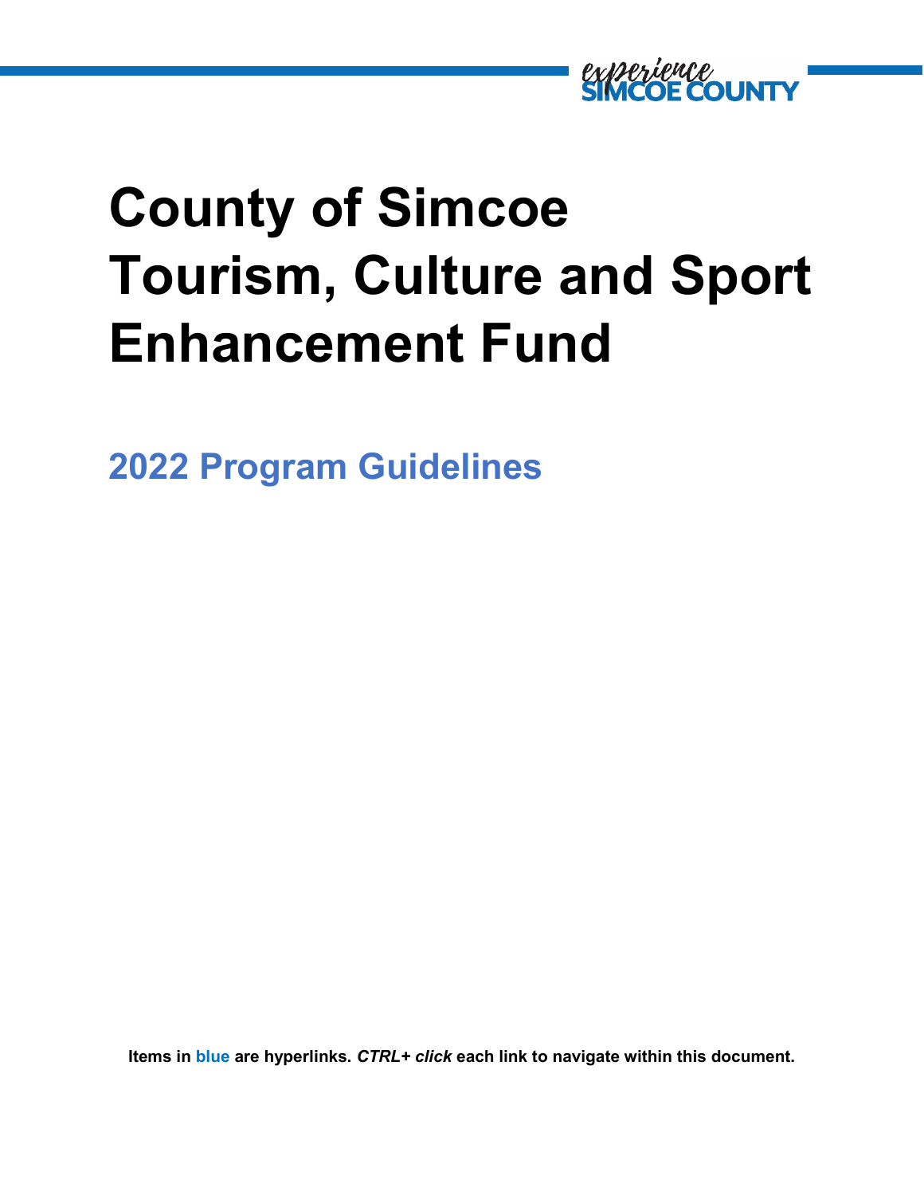experience SIMCOE COUNTY

# County of Simcoe Tourism, Culture and Sport Enhancement Fund

## 2022 Program Guidelines

**Items in blue are hyperlinks. *CTRL+ click* each link to navigate within this document.**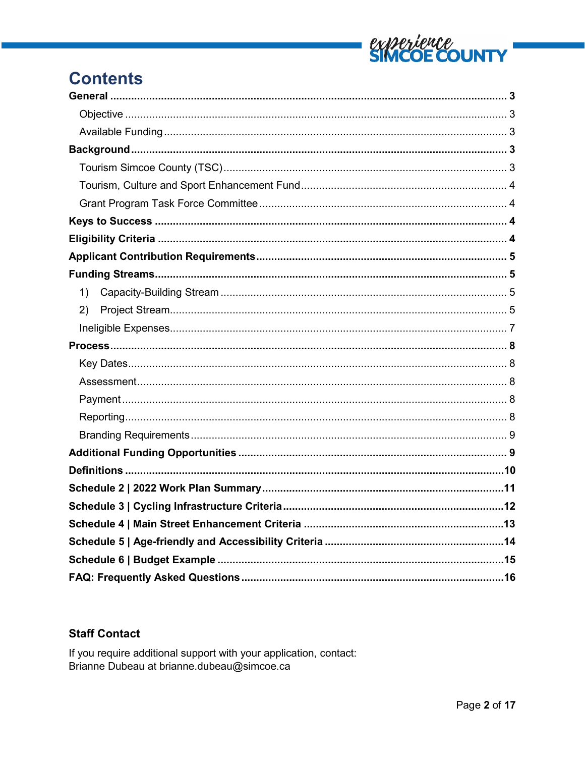# Contents

**General** ..... **3**

- Objective ..... 3
- Available Funding ..... 3

**Background** ..... **3**

- Tourism Simcoe County (TSC) ..... 3
- Tourism, Culture and Sport Enhancement Fund ..... 4
- Grant Program Task Force Committee ..... 4

**Keys to Success** ..... **4**

**Eligibility Criteria** ..... **4**

**Applicant Contribution Requirements** ..... **5**

**Funding Streams** ..... **5**

1) Capacity-Building Stream ..... 5
2) Project Stream ..... 5

- Ineligible Expenses ..... 7

**Process** ..... **8**

- Key Dates ..... 8
- Assessment ..... 8
- Payment ..... 8
- Reporting ..... 8
- Branding Requirements ..... 9

**Additional Funding Opportunities** ..... **9**

**Definitions** ..... **10**

**Schedule 2 | 2022 Work Plan Summary** ..... **11**

**Schedule 3 | Cycling Infrastructure Criteria** ..... **12**

**Schedule 4 | Main Street Enhancement Criteria** ..... **13**

**Schedule 5 | Age-friendly and Accessibility Criteria** ..... **14**

**Schedule 6 | Budget Example** ..... **15**

**FAQ: Frequently Asked Questions** ..... **16**

### Staff Contact

If you require additional support with your application, contact:
Brianne Dubeau at brianne.dubeau@simcoe.ca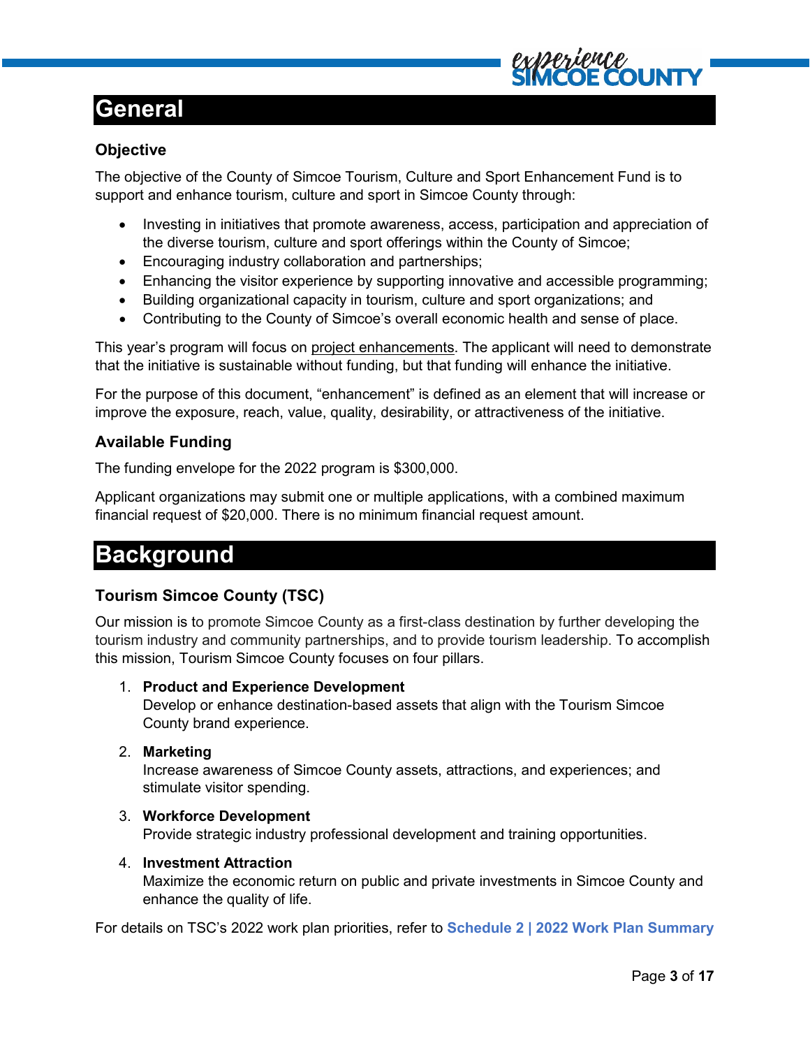# General

### Objective

The objective of the County of Simcoe Tourism, Culture and Sport Enhancement Fund is to support and enhance tourism, culture and sport in Simcoe County through:

- Investing in initiatives that promote awareness, access, participation and appreciation of the diverse tourism, culture and sport offerings within the County of Simcoe;
- Encouraging industry collaboration and partnerships;
- Enhancing the visitor experience by supporting innovative and accessible programming;
- Building organizational capacity in tourism, culture and sport organizations; and
- Contributing to the County of Simcoe's overall economic health and sense of place.

This year's program will focus on project enhancements. The applicant will need to demonstrate that the initiative is sustainable without funding, but that funding will enhance the initiative.

For the purpose of this document, "enhancement" is defined as an element that will increase or improve the exposure, reach, value, quality, desirability, or attractiveness of the initiative.

### Available Funding

The funding envelope for the 2022 program is $300,000.

Applicant organizations may submit one or multiple applications, with a combined maximum financial request of $20,000. There is no minimum financial request amount.

# Background

### Tourism Simcoe County (TSC)

Our mission is to promote Simcoe County as a first-class destination by further developing the tourism industry and community partnerships, and to provide tourism leadership. To accomplish this mission, Tourism Simcoe County focuses on four pillars.

1. **Product and Experience Development**
   Develop or enhance destination-based assets that align with the Tourism Simcoe County brand experience.
2. **Marketing**
   Increase awareness of Simcoe County assets, attractions, and experiences; and stimulate visitor spending.
3. **Workforce Development**
   Provide strategic industry professional development and training opportunities.
4. **Investment Attraction**
   Maximize the economic return on public and private investments in Simcoe County and enhance the quality of life.

For details on TSC's 2022 work plan priorities, refer to **Schedule 2 | 2022 Work Plan Summary**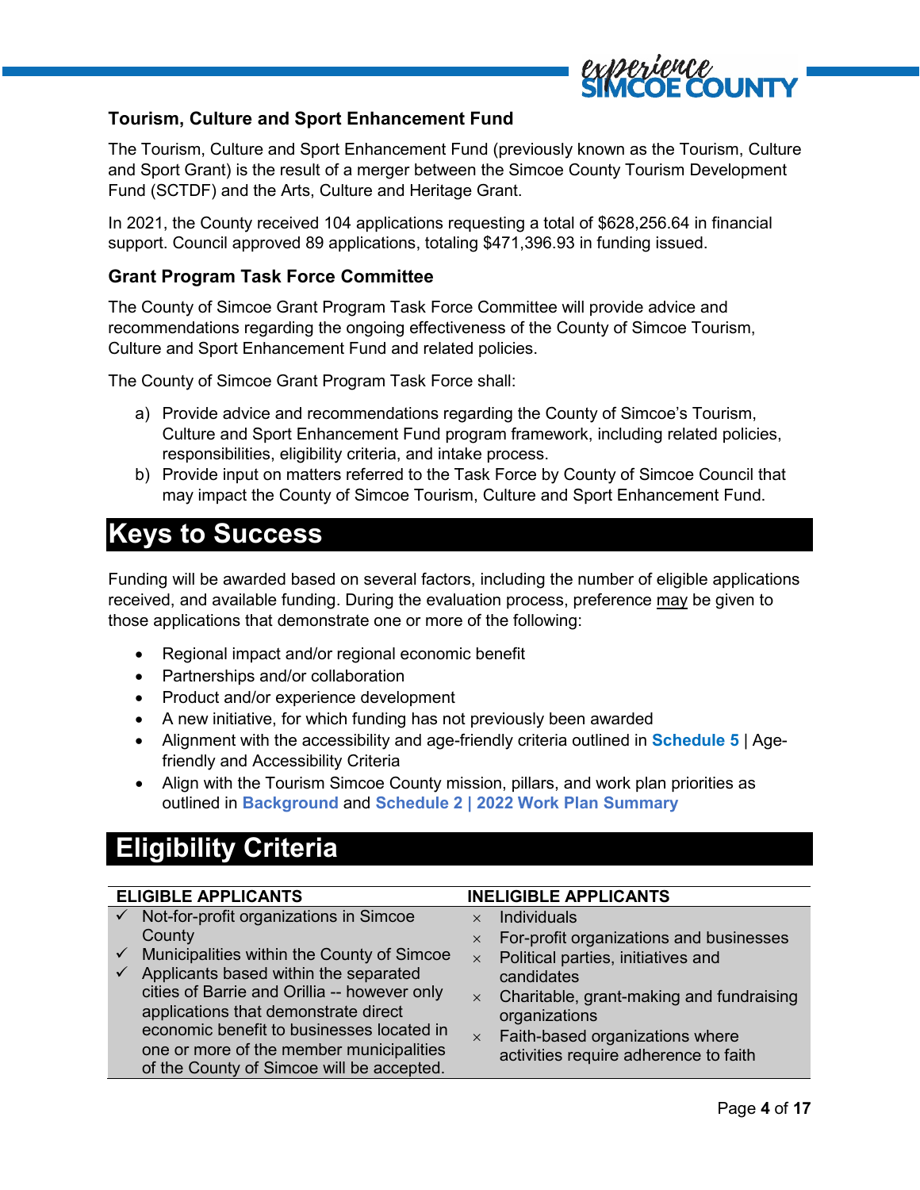### Tourism, Culture and Sport Enhancement Fund

The Tourism, Culture and Sport Enhancement Fund (previously known as the Tourism, Culture and Sport Grant) is the result of a merger between the Simcoe County Tourism Development Fund (SCTDF) and the Arts, Culture and Heritage Grant.

In 2021, the County received 104 applications requesting a total of $628,256.64 in financial support. Council approved 89 applications, totaling $471,396.93 in funding issued.

### Grant Program Task Force Committee

The County of Simcoe Grant Program Task Force Committee will provide advice and recommendations regarding the ongoing effectiveness of the County of Simcoe Tourism, Culture and Sport Enhancement Fund and related policies.

The County of Simcoe Grant Program Task Force shall:

a) Provide advice and recommendations regarding the County of Simcoe's Tourism, Culture and Sport Enhancement Fund program framework, including related policies, responsibilities, eligibility criteria, and intake process.
b) Provide input on matters referred to the Task Force by County of Simcoe Council that may impact the County of Simcoe Tourism, Culture and Sport Enhancement Fund.

# Keys to Success

Funding will be awarded based on several factors, including the number of eligible applications received, and available funding. During the evaluation process, preference may be given to those applications that demonstrate one or more of the following:

- Regional impact and/or regional economic benefit
- Partnerships and/or collaboration
- Product and/or experience development
- A new initiative, for which funding has not previously been awarded
- Alignment with the accessibility and age-friendly criteria outlined in **Schedule 5** | Age-friendly and Accessibility Criteria
- Align with the Tourism Simcoe County mission, pillars, and work plan priorities as outlined in **Background** and **Schedule 2 | 2022 Work Plan Summary**

# Eligibility Criteria

| ELIGIBLE APPLICANTS | INELIGIBLE APPLICANTS |
|---|---|
| ✓ Not-for-profit organizations in Simcoe County<br>✓ Municipalities within the County of Simcoe<br>✓ Applicants based within the separated cities of Barrie and Orillia -- however only applications that demonstrate direct economic benefit to businesses located in one or more of the member municipalities of the County of Simcoe will be accepted. | × Individuals<br>× For-profit organizations and businesses<br>× Political parties, initiatives and candidates<br>× Charitable, grant-making and fundraising organizations<br>× Faith-based organizations where activities require adherence to faith |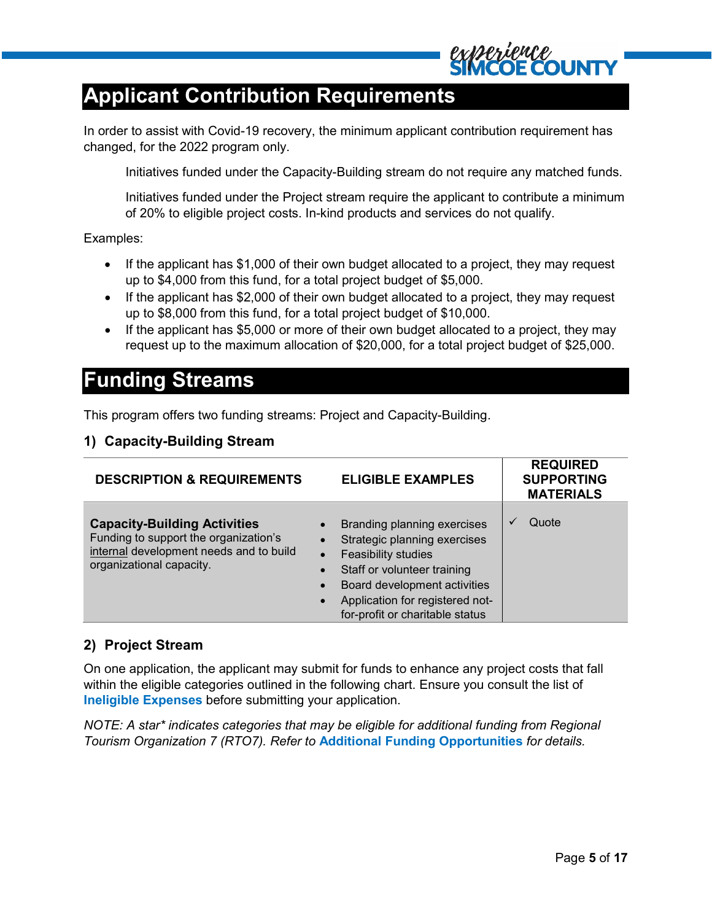# Applicant Contribution Requirements

In order to assist with Covid-19 recovery, the minimum applicant contribution requirement has changed, for the 2022 program only.

Initiatives funded under the Capacity-Building stream do not require any matched funds.

Initiatives funded under the Project stream require the applicant to contribute a minimum of 20% to eligible project costs. In-kind products and services do not qualify.

Examples:

- If the applicant has $1,000 of their own budget allocated to a project, they may request up to $4,000 from this fund, for a total project budget of $5,000.
- If the applicant has $2,000 of their own budget allocated to a project, they may request up to $8,000 from this fund, for a total project budget of $10,000.
- If the applicant has $5,000 or more of their own budget allocated to a project, they may request up to the maximum allocation of $20,000, for a total project budget of $25,000.

# Funding Streams

This program offers two funding streams: Project and Capacity-Building.

### 1) Capacity-Building Stream

| DESCRIPTION & REQUIREMENTS | ELIGIBLE EXAMPLES | REQUIRED SUPPORTING MATERIALS |
|---|---|---|
| **Capacity-Building Activities**<br>Funding to support the organization's internal development needs and to build organizational capacity. | • Branding planning exercises<br>• Strategic planning exercises<br>• Feasibility studies<br>• Staff or volunteer training<br>• Board development activities<br>• Application for registered not-for-profit or charitable status | ✓ Quote |

### 2) Project Stream

On one application, the applicant may submit for funds to enhance any project costs that fall within the eligible categories outlined in the following chart. Ensure you consult the list of **Ineligible Expenses** before submitting your application.

*NOTE: A star* indicates categories that may be eligible for additional funding from Regional Tourism Organization 7 (RTO7). Refer to* ***Additional Funding Opportunities*** *for details.*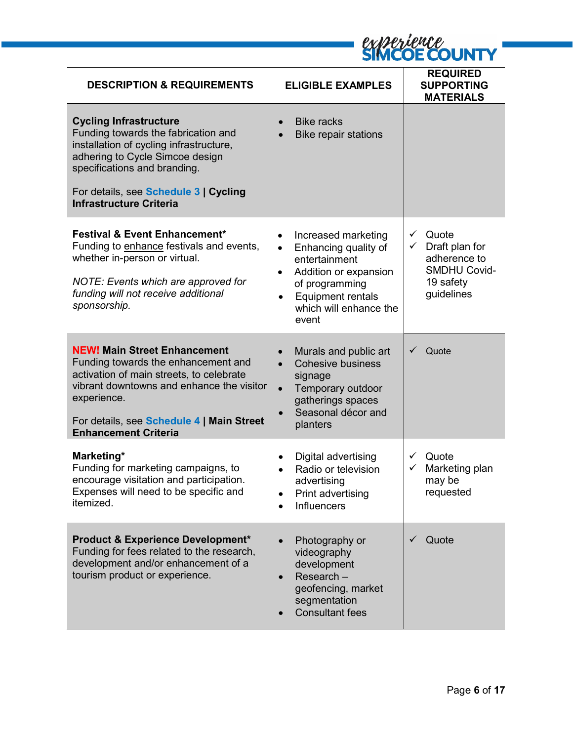| DESCRIPTION & REQUIREMENTS | ELIGIBLE EXAMPLES | REQUIRED SUPPORTING MATERIALS |
|---|---|---|
| **Cycling Infrastructure**<br>Funding towards the fabrication and installation of cycling infrastructure, adhering to Cycle Simcoe design specifications and branding.<br><br>For details, see **Schedule 3 \| Cycling Infrastructure Criteria** | • Bike racks<br>• Bike repair stations | |
| **Festival & Event Enhancement***<br>Funding to enhance festivals and events, whether in-person or virtual.<br><br>*NOTE: Events which are approved for funding will not receive additional sponsorship.* | • Increased marketing<br>• Enhancing quality of entertainment<br>• Addition or expansion of programming<br>• Equipment rentals which will enhance the event | ✓ Quote<br>✓ Draft plan for adherence to SMDHU Covid-19 safety guidelines |
| **NEW! Main Street Enhancement**<br>Funding towards the enhancement and activation of main streets, to celebrate vibrant downtowns and enhance the visitor experience.<br><br>For details, see **Schedule 4 \| Main Street Enhancement Criteria** | • Murals and public art<br>• Cohesive business signage<br>• Temporary outdoor gatherings spaces<br>• Seasonal décor and planters | ✓ Quote |
| **Marketing***<br>Funding for marketing campaigns, to encourage visitation and participation. Expenses will need to be specific and itemized. | • Digital advertising<br>• Radio or television advertising<br>• Print advertising<br>• Influencers | ✓ Quote<br>✓ Marketing plan may be requested |
| **Product & Experience Development***<br>Funding for fees related to the research, development and/or enhancement of a tourism product or experience. | • Photography or videography development<br>• Research – geofencing, market segmentation<br>• Consultant fees | ✓ Quote |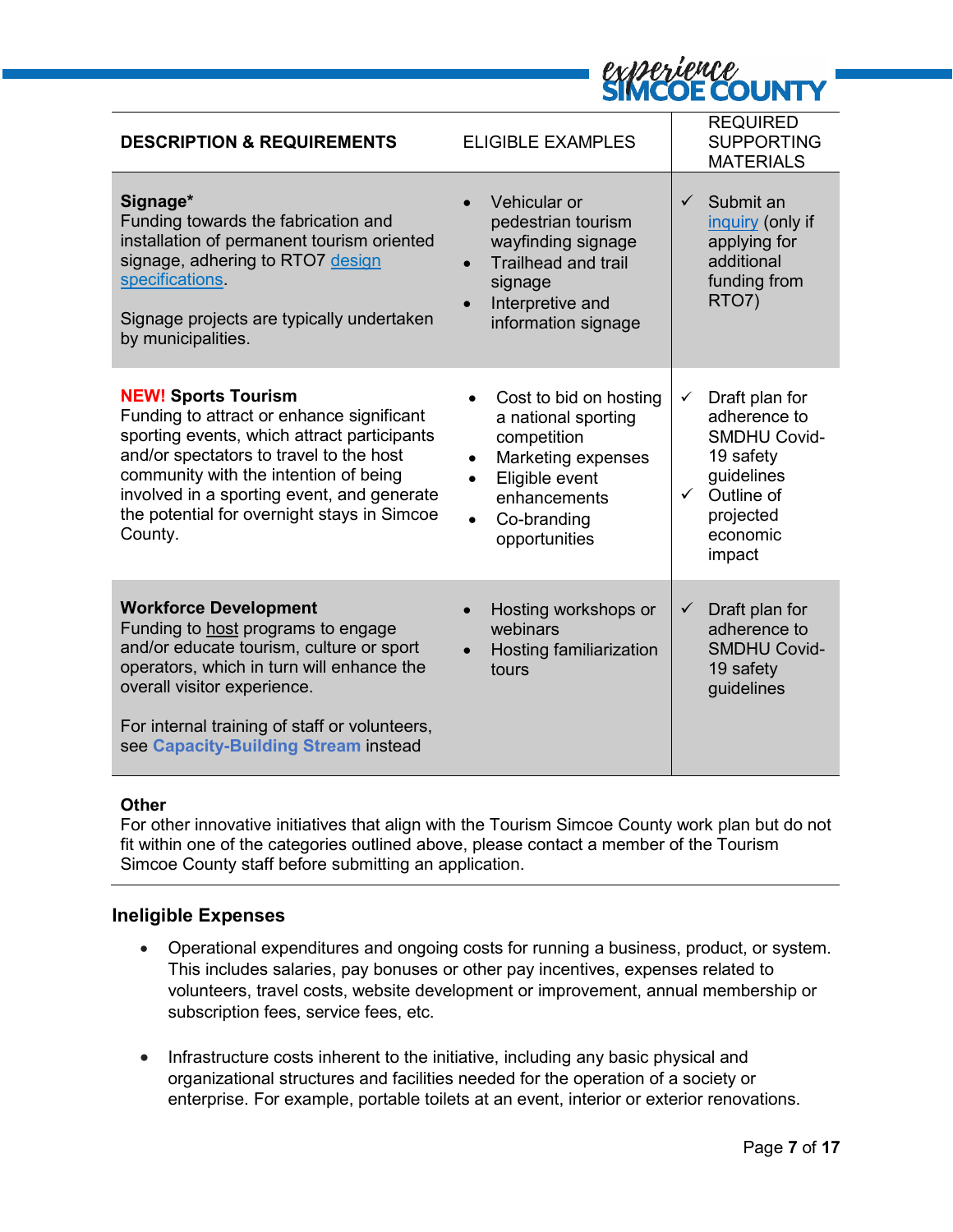| DESCRIPTION & REQUIREMENTS | ELIGIBLE EXAMPLES | REQUIRED SUPPORTING MATERIALS |
|---|---|---|
| **Signage***<br>Funding towards the fabrication and installation of permanent tourism oriented signage, adhering to RTO7 design specifications.<br><br>Signage projects are typically undertaken by municipalities. | • Vehicular or pedestrian tourism wayfinding signage<br>• Trailhead and trail signage<br>• Interpretive and information signage | ✓ Submit an inquiry (only if applying for additional funding from RTO7) |
| **NEW! Sports Tourism**<br>Funding to attract or enhance significant sporting events, which attract participants and/or spectators to travel to the host community with the intention of being involved in a sporting event, and generate the potential for overnight stays in Simcoe County. | • Cost to bid on hosting a national sporting competition<br>• Marketing expenses<br>• Eligible event enhancements<br>• Co-branding opportunities | ✓ Draft plan for adherence to SMDHU Covid-19 safety guidelines<br>✓ Outline of projected economic impact |
| **Workforce Development**<br>Funding to host programs to engage and/or educate tourism, culture or sport operators, which in turn will enhance the overall visitor experience.<br><br>For internal training of staff or volunteers, see **Capacity-Building Stream** instead | • Hosting workshops or webinars<br>• Hosting familiarization tours | ✓ Draft plan for adherence to SMDHU Covid-19 safety guidelines |

**Other**
For other innovative initiatives that align with the Tourism Simcoe County work plan but do not fit within one of the categories outlined above, please contact a member of the Tourism Simcoe County staff before submitting an application.

### Ineligible Expenses

- Operational expenditures and ongoing costs for running a business, product, or system. This includes salaries, pay bonuses or other pay incentives, expenses related to volunteers, travel costs, website development or improvement, annual membership or subscription fees, service fees, etc.

- Infrastructure costs inherent to the initiative, including any basic physical and organizational structures and facilities needed for the operation of a society or enterprise. For example, portable toilets at an event, interior or exterior renovations.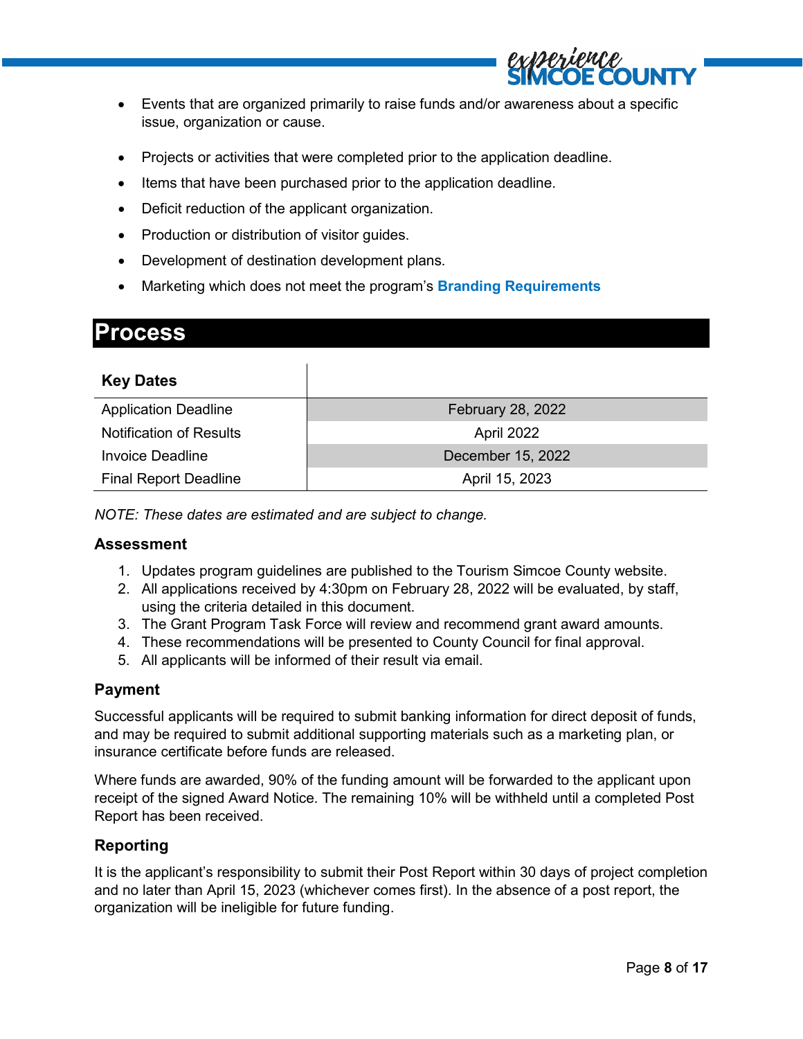- Events that are organized primarily to raise funds and/or awareness about a specific issue, organization or cause.
- Projects or activities that were completed prior to the application deadline.
- Items that have been purchased prior to the application deadline.
- Deficit reduction of the applicant organization.
- Production or distribution of visitor guides.
- Development of destination development plans.
- Marketing which does not meet the program's **Branding Requirements**

# Process

| **Key Dates** | |
|---|---|
| Application Deadline | February 28, 2022 |
| Notification of Results | April 2022 |
| Invoice Deadline | December 15, 2022 |
| Final Report Deadline | April 15, 2023 |

*NOTE: These dates are estimated and are subject to change.*

### Assessment

1. Updates program guidelines are published to the Tourism Simcoe County website.
2. All applications received by 4:30pm on February 28, 2022 will be evaluated, by staff, using the criteria detailed in this document.
3. The Grant Program Task Force will review and recommend grant award amounts.
4. These recommendations will be presented to County Council for final approval.
5. All applicants will be informed of their result via email.

### Payment

Successful applicants will be required to submit banking information for direct deposit of funds, and may be required to submit additional supporting materials such as a marketing plan, or insurance certificate before funds are released.

Where funds are awarded, 90% of the funding amount will be forwarded to the applicant upon receipt of the signed Award Notice. The remaining 10% will be withheld until a completed Post Report has been received.

### Reporting

It is the applicant's responsibility to submit their Post Report within 30 days of project completion and no later than April 15, 2023 (whichever comes first). In the absence of a post report, the organization will be ineligible for future funding.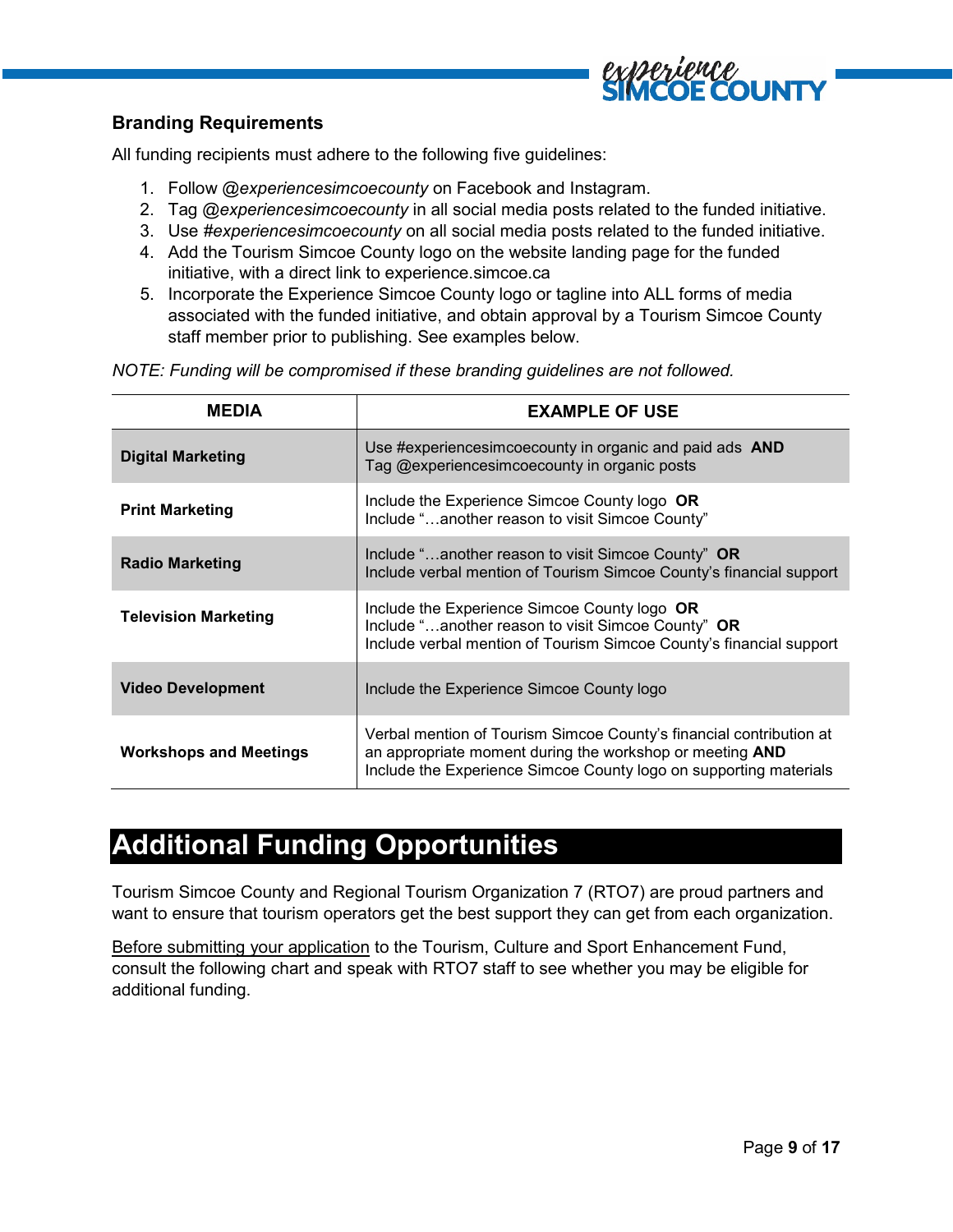## Branding Requirements

All funding recipients must adhere to the following five guidelines:

1. Follow @*experiencesimcoecounty* on Facebook and Instagram.
2. Tag @*experiencesimcoecounty* in all social media posts related to the funded initiative.
3. Use #*experiencesimcoecounty* on all social media posts related to the funded initiative.
4. Add the Tourism Simcoe County logo on the website landing page for the funded initiative, with a direct link to experience.simcoe.ca
5. Incorporate the Experience Simcoe County logo or tagline into ALL forms of media associated with the funded initiative, and obtain approval by a Tourism Simcoe County staff member prior to publishing. See examples below.

*NOTE: Funding will be compromised if these branding guidelines are not followed.*

| MEDIA | EXAMPLE OF USE |
|---|---|
| **Digital Marketing** | Use #experiencesimcoecounty in organic and paid ads **AND** Tag @experiencesimcoecounty in organic posts |
| **Print Marketing** | Include the Experience Simcoe County logo **OR** Include "…another reason to visit Simcoe County" |
| **Radio Marketing** | Include "…another reason to visit Simcoe County" **OR** Include verbal mention of Tourism Simcoe County's financial support |
| **Television Marketing** | Include the Experience Simcoe County logo **OR** Include "…another reason to visit Simcoe County" **OR** Include verbal mention of Tourism Simcoe County's financial support |
| **Video Development** | Include the Experience Simcoe County logo |
| **Workshops and Meetings** | Verbal mention of Tourism Simcoe County's financial contribution at an appropriate moment during the workshop or meeting **AND** Include the Experience Simcoe County logo on supporting materials |

# Additional Funding Opportunities

Tourism Simcoe County and Regional Tourism Organization 7 (RTO7) are proud partners and want to ensure that tourism operators get the best support they can get from each organization.

Before submitting your application to the Tourism, Culture and Sport Enhancement Fund, consult the following chart and speak with RTO7 staff to see whether you may be eligible for additional funding.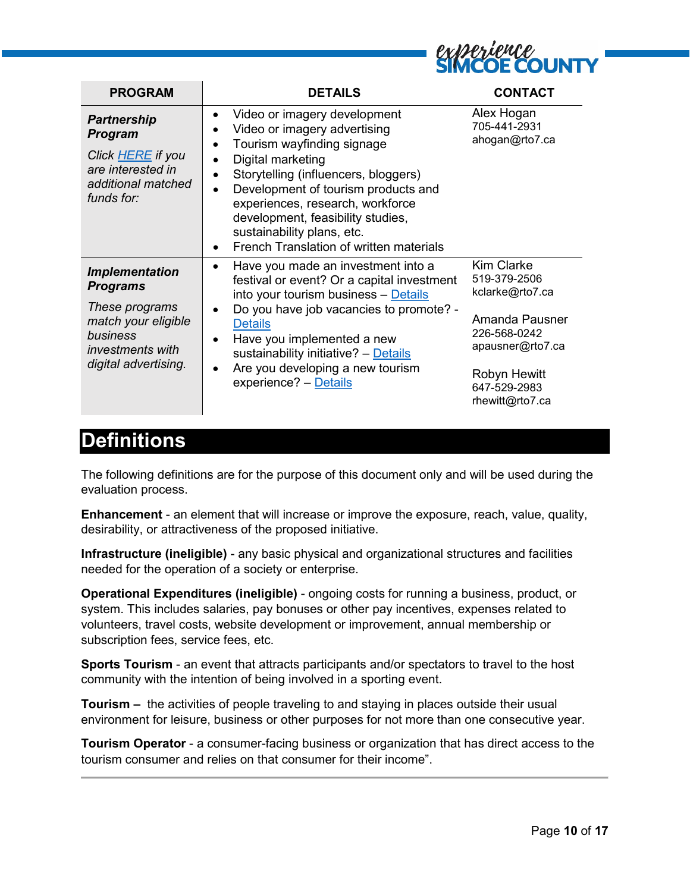| PROGRAM | DETAILS | CONTACT |
|---|---|---|
| ***Partnership Program***<br>*Click HERE if you are interested in additional matched funds for:* | • Video or imagery development<br>• Video or imagery advertising<br>• Tourism wayfinding signage<br>• Digital marketing<br>• Storytelling (influencers, bloggers)<br>• Development of tourism products and experiences, research, workforce development, feasibility studies, sustainability plans, etc.<br>• French Translation of written materials | Alex Hogan<br>705-441-2931<br>ahogan@rto7.ca |
| ***Implementation Programs***<br>*These programs match your eligible business investments with digital advertising.* | • Have you made an investment into a festival or event? Or a capital investment into your tourism business – Details<br>• Do you have job vacancies to promote? - Details<br>• Have you implemented a new sustainability initiative? – Details<br>• Are you developing a new tourism experience? – Details | Kim Clarke<br>519-379-2506<br>kclarke@rto7.ca<br><br>Amanda Pausner<br>226-568-0242<br>apausner@rto7.ca<br><br>Robyn Hewitt<br>647-529-2983<br>rhewitt@rto7.ca |

# Definitions

The following definitions are for the purpose of this document only and will be used during the evaluation process.

**Enhancement** - an element that will increase or improve the exposure, reach, value, quality, desirability, or attractiveness of the proposed initiative.

**Infrastructure (ineligible)** - any basic physical and organizational structures and facilities needed for the operation of a society or enterprise.

**Operational Expenditures (ineligible)** - ongoing costs for running a business, product, or system. This includes salaries, pay bonuses or other pay incentives, expenses related to volunteers, travel costs, website development or improvement, annual membership or subscription fees, service fees, etc.

**Sports Tourism** - an event that attracts participants and/or spectators to travel to the host community with the intention of being involved in a sporting event.

**Tourism –** the activities of people traveling to and staying in places outside their usual environment for leisure, business or other purposes for not more than one consecutive year.

**Tourism Operator** - a consumer-facing business or organization that has direct access to the tourism consumer and relies on that consumer for their income".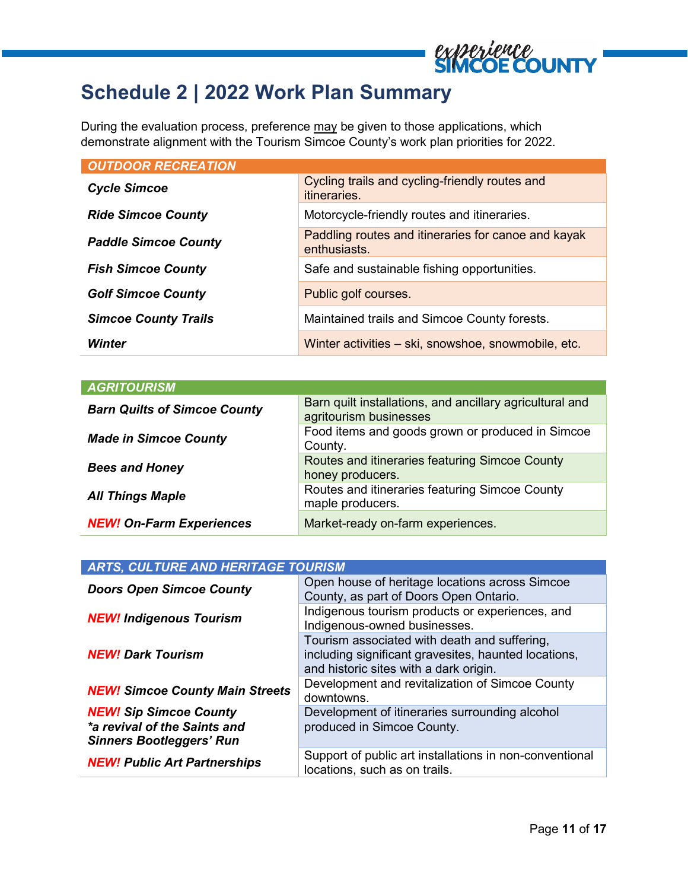# Schedule 2 | 2022 Work Plan Summary

During the evaluation process, preference may be given to those applications, which demonstrate alignment with the Tourism Simcoe County's work plan priorities for 2022.

| ***OUTDOOR RECREATION*** | |
|---|---|
| ***Cycle Simcoe*** | Cycling trails and cycling-friendly routes and itineraries. |
| ***Ride Simcoe County*** | Motorcycle-friendly routes and itineraries. |
| ***Paddle Simcoe County*** | Paddling routes and itineraries for canoe and kayak enthusiasts. |
| ***Fish Simcoe County*** | Safe and sustainable fishing opportunities. |
| ***Golf Simcoe County*** | Public golf courses. |
| ***Simcoe County Trails*** | Maintained trails and Simcoe County forests. |
| ***Winter*** | Winter activities – ski, snowshoe, snowmobile, etc. |

| ***AGRITOURISM*** | |
|---|---|
| ***Barn Quilts of Simcoe County*** | Barn quilt installations, and ancillary agricultural and agritourism businesses |
| ***Made in Simcoe County*** | Food items and goods grown or produced in Simcoe County. |
| ***Bees and Honey*** | Routes and itineraries featuring Simcoe County honey producers. |
| ***All Things Maple*** | Routes and itineraries featuring Simcoe County maple producers. |
| ***NEW! On-Farm Experiences*** | Market-ready on-farm experiences. |

| ***ARTS, CULTURE AND HERITAGE TOURISM*** | |
|---|---|
| ***Doors Open Simcoe County*** | Open house of heritage locations across Simcoe County, as part of Doors Open Ontario. |
| ***NEW! Indigenous Tourism*** | Indigenous tourism products or experiences, and Indigenous-owned businesses. |
| ***NEW! Dark Tourism*** | Tourism associated with death and suffering, including significant gravesites, haunted locations, and historic sites with a dark origin. |
| ***NEW! Simcoe County Main Streets*** | Development and revitalization of Simcoe County downtowns. |
| ***NEW! Sip Simcoe County*** ****a revival of the Saints and Sinners Bootleggers' Run*** | Development of itineraries surrounding alcohol produced in Simcoe County. |
| ***NEW! Public Art Partnerships*** | Support of public art installations in non-conventional locations, such as on trails. |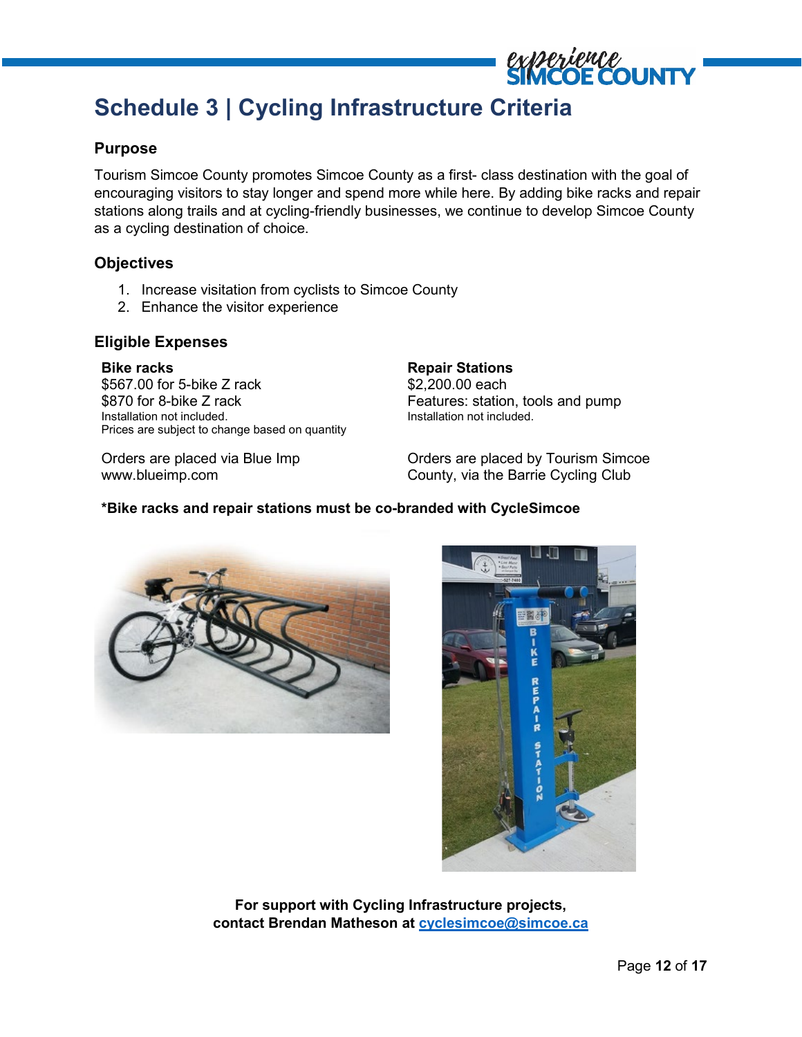# Schedule 3 | Cycling Infrastructure Criteria

## Purpose

Tourism Simcoe County promotes Simcoe County as a first- class destination with the goal of encouraging visitors to stay longer and spend more while here. By adding bike racks and repair stations along trails and at cycling-friendly businesses, we continue to develop Simcoe County as a cycling destination of choice.

## Objectives

1. Increase visitation from cyclists to Simcoe County
2. Enhance the visitor experience

## Eligible Expenses

**Bike racks**
$567.00 for 5-bike Z rack
$870 for 8-bike Z rack
Installation not included.
Prices are subject to change based on quantity

Orders are placed via Blue Imp
www.blueimp.com

**Repair Stations**
$2,200.00 each
Features: station, tools and pump
Installation not included.

Orders are placed by Tourism Simcoe County, via the Barrie Cycling Club

**\*Bike racks and repair stations must be co-branded with CycleSimcoe**

**For support with Cycling Infrastructure projects, contact Brendan Matheson at [cyclesimcoe@simcoe.ca](mailto:cyclesimcoe@simcoe.ca)**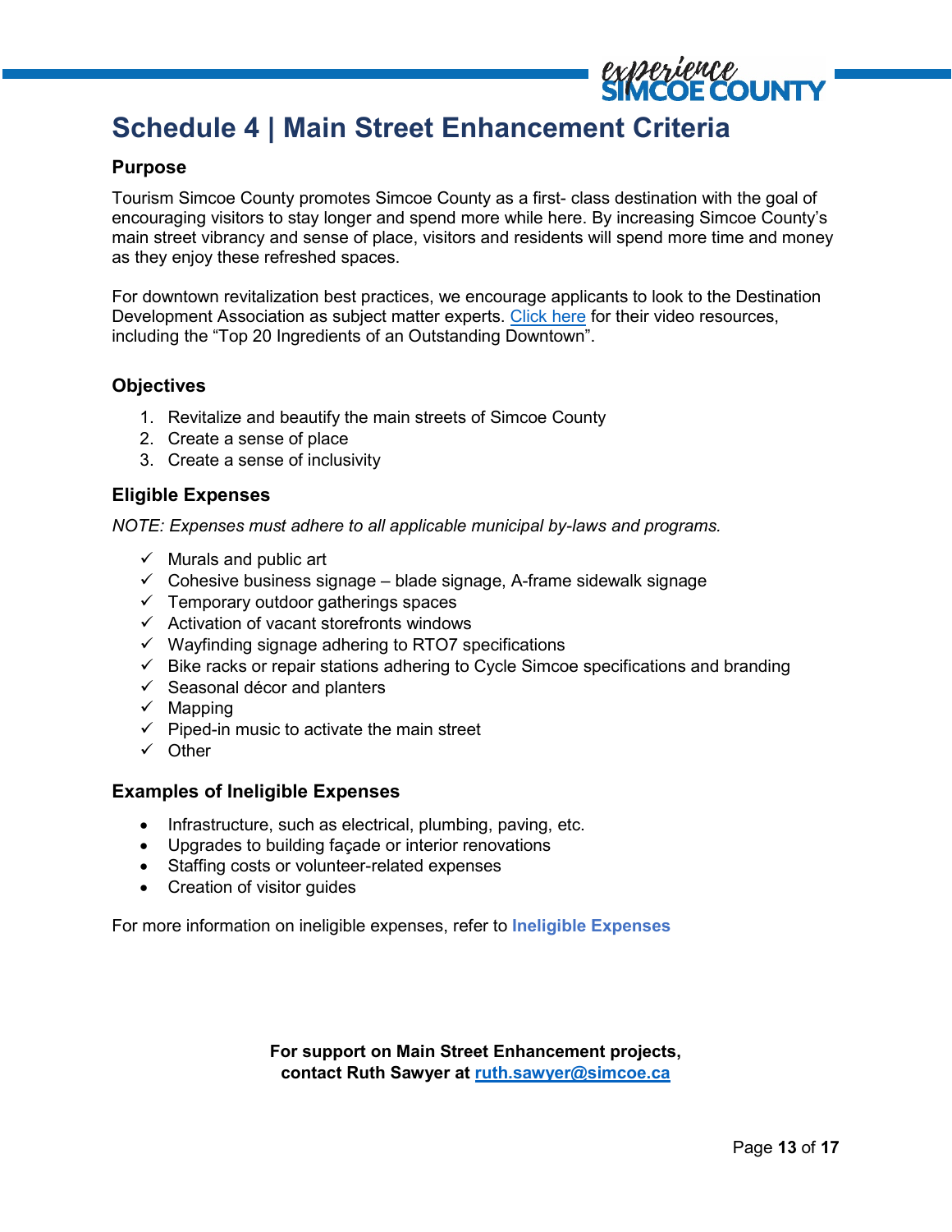# Schedule 4 | Main Street Enhancement Criteria

### Purpose

Tourism Simcoe County promotes Simcoe County as a first- class destination with the goal of encouraging visitors to stay longer and spend more while here. By increasing Simcoe County's main street vibrancy and sense of place, visitors and residents will spend more time and money as they enjoy these refreshed spaces.

For downtown revitalization best practices, we encourage applicants to look to the Destination Development Association as subject matter experts. Click here for their video resources, including the "Top 20 Ingredients of an Outstanding Downtown".

### Objectives

1. Revitalize and beautify the main streets of Simcoe County
2. Create a sense of place
3. Create a sense of inclusivity

### Eligible Expenses

*NOTE: Expenses must adhere to all applicable municipal by-laws and programs.*

- ✓ Murals and public art
- ✓ Cohesive business signage – blade signage, A-frame sidewalk signage
- ✓ Temporary outdoor gatherings spaces
- ✓ Activation of vacant storefronts windows
- ✓ Wayfinding signage adhering to RTO7 specifications
- ✓ Bike racks or repair stations adhering to Cycle Simcoe specifications and branding
- ✓ Seasonal décor and planters
- ✓ Mapping
- ✓ Piped-in music to activate the main street
- ✓ Other

### Examples of Ineligible Expenses

- Infrastructure, such as electrical, plumbing, paving, etc.
- Upgrades to building façade or interior renovations
- Staffing costs or volunteer-related expenses
- Creation of visitor guides

For more information on ineligible expenses, refer to **Ineligible Expenses**

**For support on Main Street Enhancement projects, contact Ruth Sawyer at ruth.sawyer@simcoe.ca**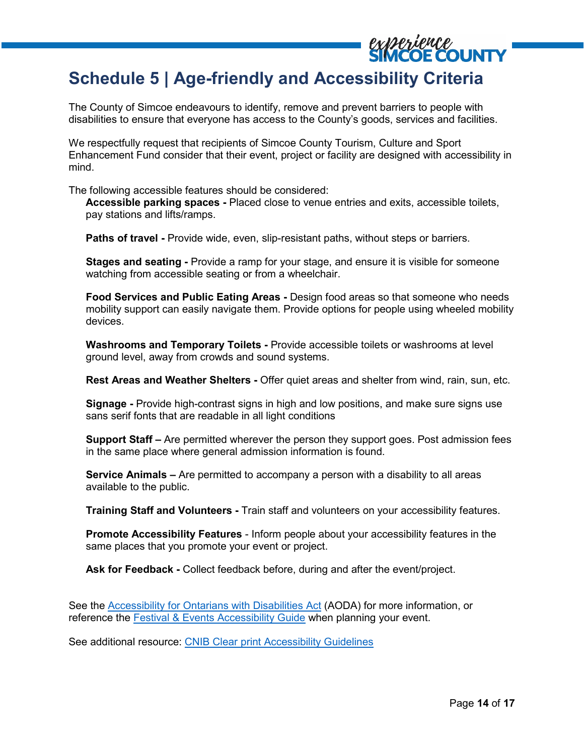# Schedule 5 | Age-friendly and Accessibility Criteria

The County of Simcoe endeavours to identify, remove and prevent barriers to people with disabilities to ensure that everyone has access to the County's goods, services and facilities.

We respectfully request that recipients of Simcoe County Tourism, Culture and Sport Enhancement Fund consider that their event, project or facility are designed with accessibility in mind.

The following accessible features should be considered:

**Accessible parking spaces -** Placed close to venue entries and exits, accessible toilets, pay stations and lifts/ramps.

**Paths of travel -** Provide wide, even, slip-resistant paths, without steps or barriers.

**Stages and seating -** Provide a ramp for your stage, and ensure it is visible for someone watching from accessible seating or from a wheelchair.

**Food Services and Public Eating Areas -** Design food areas so that someone who needs mobility support can easily navigate them. Provide options for people using wheeled mobility devices.

**Washrooms and Temporary Toilets -** Provide accessible toilets or washrooms at level ground level, away from crowds and sound systems.

**Rest Areas and Weather Shelters -** Offer quiet areas and shelter from wind, rain, sun, etc.

**Signage -** Provide high-contrast signs in high and low positions, and make sure signs use sans serif fonts that are readable in all light conditions

**Support Staff –** Are permitted wherever the person they support goes. Post admission fees in the same place where general admission information is found.

**Service Animals –** Are permitted to accompany a person with a disability to all areas available to the public.

**Training Staff and Volunteers -** Train staff and volunteers on your accessibility features.

**Promote Accessibility Features** - Inform people about your accessibility features in the same places that you promote your event or project.

**Ask for Feedback -** Collect feedback before, during and after the event/project.

See the Accessibility for Ontarians with Disabilities Act (AODA) for more information, or reference the Festival & Events Accessibility Guide when planning your event.

See additional resource: CNIB Clear print Accessibility Guidelines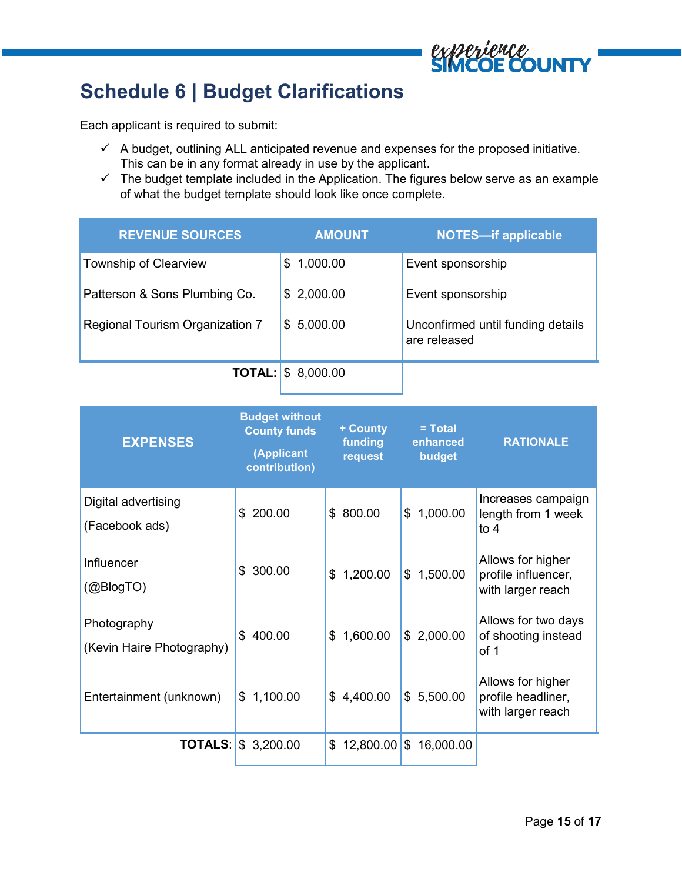## Schedule 6 | Budget Clarifications

Each applicant is required to submit:

- ✓ A budget, outlining ALL anticipated revenue and expenses for the proposed initiative. This can be in any format already in use by the applicant.
- ✓ The budget template included in the Application. The figures below serve as an example of what the budget template should look like once complete.

| REVENUE SOURCES | AMOUNT | NOTES—if applicable |
|---|---|---|
| Township of Clearview | $ 1,000.00 | Event sponsorship |
| Patterson & Sons Plumbing Co. | $ 2,000.00 | Event sponsorship |
| Regional Tourism Organization 7 | $ 5,000.00 | Unconfirmed until funding details are released |
| **TOTAL:** | $ 8,000.00 | |

| EXPENSES | Budget without County funds (Applicant contribution) | + County funding request | = Total enhanced budget | RATIONALE |
|---|---|---|---|---|
| Digital advertising (Facebook ads) | $ 200.00 | $ 800.00 | $ 1,000.00 | Increases campaign length from 1 week to 4 |
| Influencer (@BlogTO) | $ 300.00 | $ 1,200.00 | $ 1,500.00 | Allows for higher profile influencer, with larger reach |
| Photography (Kevin Haire Photography) | $ 400.00 | $ 1,600.00 | $ 2,000.00 | Allows for two days of shooting instead of 1 |
| Entertainment (unknown) | $ 1,100.00 | $ 4,400.00 | $ 5,500.00 | Allows for higher profile headliner, with larger reach |
| **TOTALS**: | $ 3,200.00 | $ 12,800.00 | $ 16,000.00 | |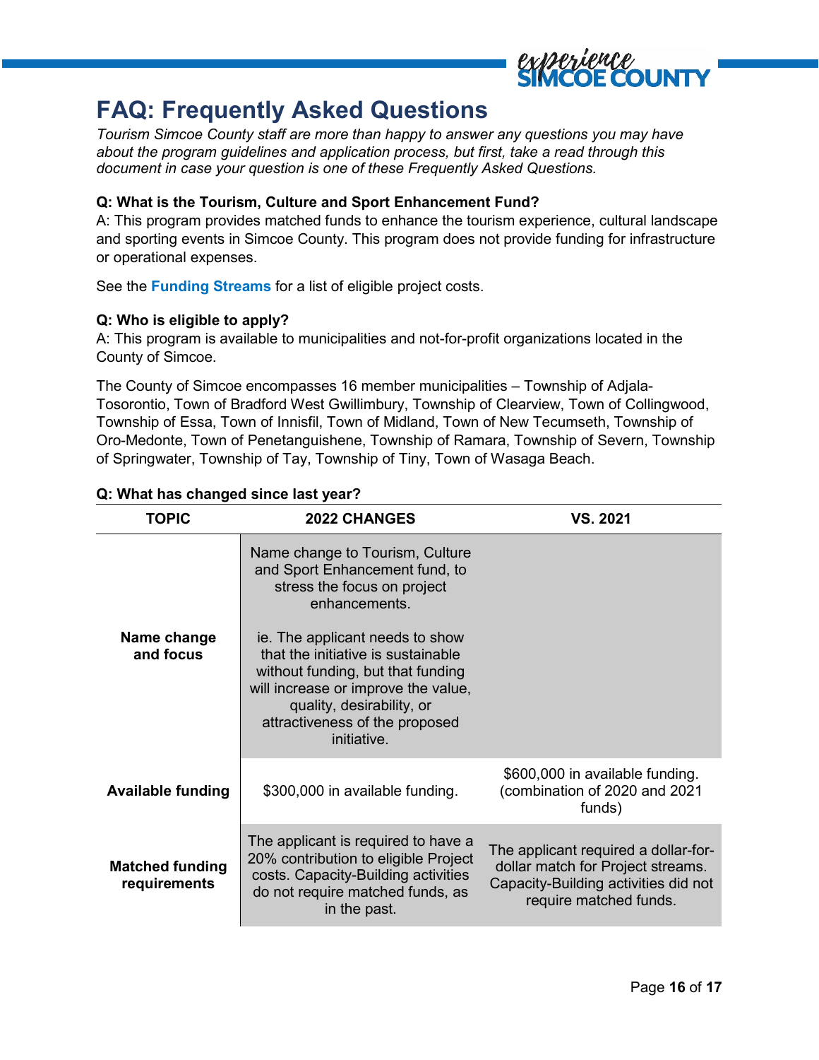# FAQ: Frequently Asked Questions

*Tourism Simcoe County staff are more than happy to answer any questions you may have about the program guidelines and application process, but first, take a read through this document in case your question is one of these Frequently Asked Questions.*

**Q: What is the Tourism, Culture and Sport Enhancement Fund?**

A: This program provides matched funds to enhance the tourism experience, cultural landscape and sporting events in Simcoe County. This program does not provide funding for infrastructure or operational expenses.

See the **Funding Streams** for a list of eligible project costs.

**Q: Who is eligible to apply?**

A: This program is available to municipalities and not-for-profit organizations located in the County of Simcoe.

The County of Simcoe encompasses 16 member municipalities – Township of Adjala-Tosorontio, Town of Bradford West Gwillimbury, Township of Clearview, Town of Collingwood, Township of Essa, Town of Innisfil, Town of Midland, Town of New Tecumseth, Township of Oro-Medonte, Town of Penetanguishene, Township of Ramara, Township of Severn, Township of Springwater, Township of Tay, Township of Tiny, Town of Wasaga Beach.

**Q: What has changed since last year?**

| TOPIC | 2022 CHANGES | VS. 2021 |
|---|---|---|
| **Name change and focus** | Name change to Tourism, Culture and Sport Enhancement fund, to stress the focus on project enhancements.<br><br>ie. The applicant needs to show that the initiative is sustainable without funding, but that funding will increase or improve the value, quality, desirability, or attractiveness of the proposed initiative. | |
| **Available funding** | $300,000 in available funding. | $600,000 in available funding. (combination of 2020 and 2021 funds) |
| **Matched funding requirements** | The applicant is required to have a 20% contribution to eligible Project costs. Capacity-Building activities do not require matched funds, as in the past. | The applicant required a dollar-for-dollar match for Project streams. Capacity-Building activities did not require matched funds. |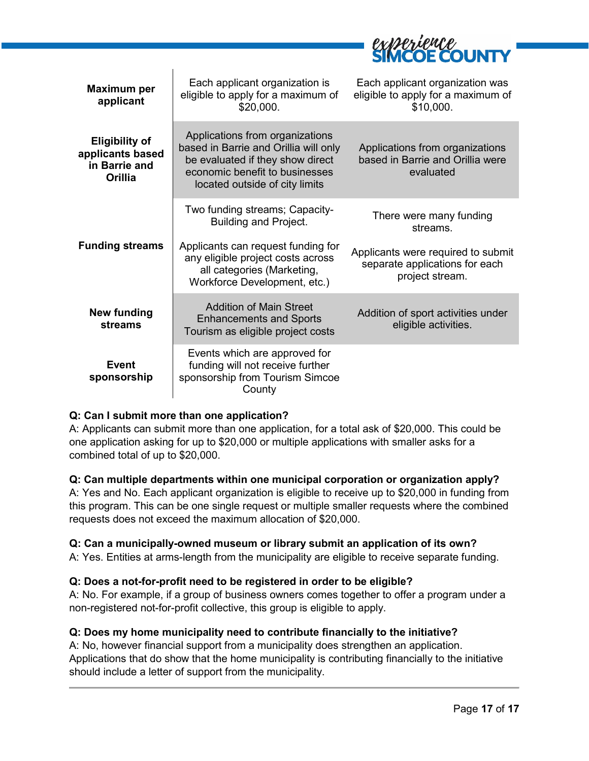| | | |
|---|---|---|
| **Maximum per applicant** | Each applicant organization is eligible to apply for a maximum of $20,000. | Each applicant organization was eligible to apply for a maximum of $10,000. |
| **Eligibility of applicants based in Barrie and Orillia** | Applications from organizations based in Barrie and Orillia will only be evaluated if they show direct economic benefit to businesses located outside of city limits | Applications from organizations based in Barrie and Orillia were evaluated |
| **Funding streams** | Two funding streams; Capacity-Building and Project. Applicants can request funding for any eligible project costs across all categories (Marketing, Workforce Development, etc.) | There were many funding streams. Applicants were required to submit separate applications for each project stream. |
| **New funding streams** | Addition of Main Street Enhancements and Sports Tourism as eligible project costs | Addition of sport activities under eligible activities. |
| **Event sponsorship** | Events which are approved for funding will not receive further sponsorship from Tourism Simcoe County | |

**Q: Can I submit more than one application?**
A: Applicants can submit more than one application, for a total ask of $20,000. This could be one application asking for up to $20,000 or multiple applications with smaller asks for a combined total of up to $20,000.

**Q: Can multiple departments within one municipal corporation or organization apply?**
A: Yes and No. Each applicant organization is eligible to receive up to $20,000 in funding from this program. This can be one single request or multiple smaller requests where the combined requests does not exceed the maximum allocation of $20,000.

**Q: Can a municipally-owned museum or library submit an application of its own?**
A: Yes. Entities at arms-length from the municipality are eligible to receive separate funding.

**Q: Does a not-for-profit need to be registered in order to be eligible?**
A: No. For example, if a group of business owners comes together to offer a program under a non-registered not-for-profit collective, this group is eligible to apply.

**Q: Does my home municipality need to contribute financially to the initiative?**
A: No, however financial support from a municipality does strengthen an application. Applications that do show that the home municipality is contributing financially to the initiative should include a letter of support from the municipality.